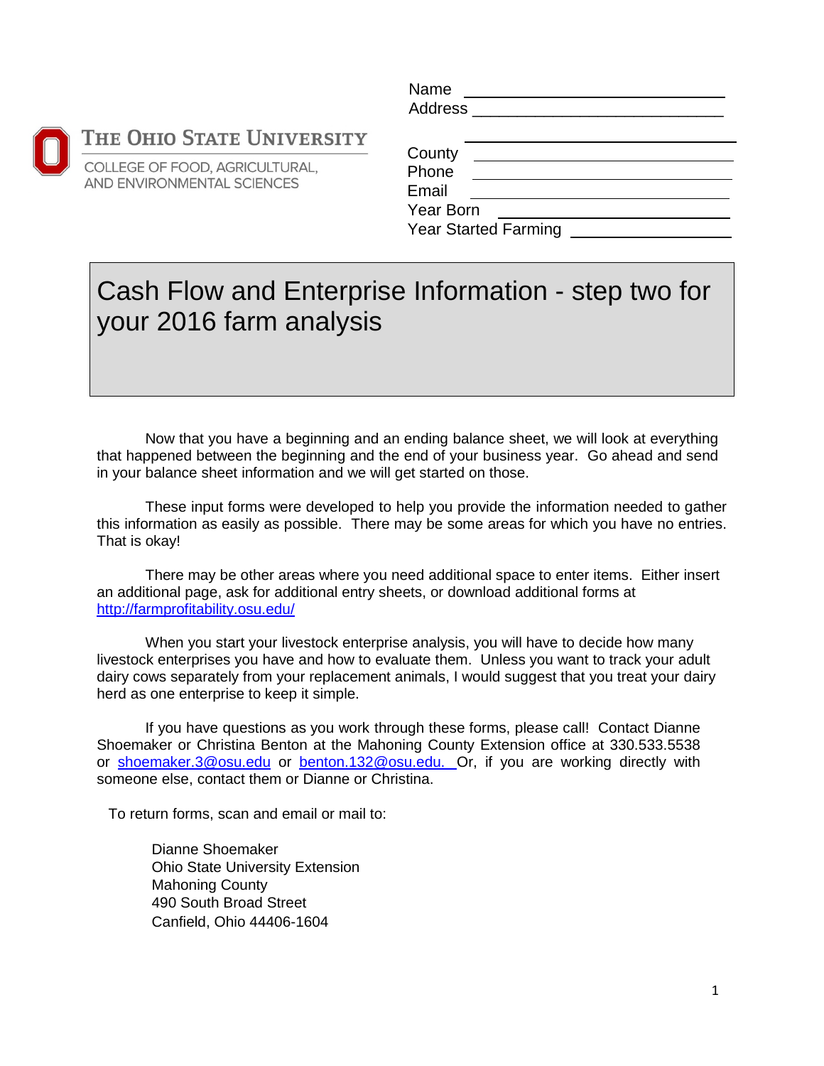The Ohio State University

College of Food, Agricultural, and Environmental Sciences

Name \_\_\_\_\_\_\_\_\_\_\_\_\_\_\_\_\_\_\_\_\_\_\_\_\_\_\_\_

Address \_\_\_\_\_\_\_\_\_\_\_\_\_\_\_\_\_\_\_\_\_\_\_\_\_\_\_\_

\_\_\_\_\_\_\_\_\_\_\_\_\_\_\_\_\_\_\_\_\_\_\_\_\_\_\_\_

County \_\_\_\_\_\_\_\_\_\_\_\_\_\_\_\_\_\_\_\_\_\_\_\_\_\_\_\_

Phone \_\_\_\_\_\_\_\_\_\_\_\_\_\_\_\_\_\_\_\_\_\_\_\_\_\_\_\_

Email \_\_\_\_\_\_\_\_\_\_\_\_\_\_\_\_\_\_\_\_\_\_\_\_\_\_\_\_

Year Born \_\_\_\_\_\_\_\_\_\_\_\_\_\_\_\_\_\_\_\_\_\_\_\_\_\_\_\_

Year Started Farming \_\_\_\_\_\_\_\_\_\_\_\_\_\_\_\_\_\_\_\_\_\_\_\_\_\_\_\_

# Cash Flow and Enterprise Information - step two for your 2016 farm analysis

Now that you have a beginning and an ending balance sheet, we will look at everything that happened between the beginning and the end of your business year. Go ahead and send in your balance sheet information and we will get started on those.

These input forms were developed to help you provide the information needed to gather this information as easily as possible. There may be some areas for which you have no entries. That is okay!

There may be other areas where you need additional space to enter items. Either insert an additional page, ask for additional entry sheets, or download additional forms at http://farmprofitability.osu.edu/

When you start your livestock enterprise analysis, you will have to decide how many livestock enterprises you have and how to evaluate them. Unless you want to track your adult dairy cows separately from your replacement animals, I would suggest that you treat your dairy herd as one enterprise to keep it simple.

If you have questions as you work through these forms, please call! Contact Dianne Shoemaker or Christina Benton at the Mahoning County Extension office at 330.533.5538 or shoemaker.3@osu.edu or benton.132@osu.edu. Or, if you are working directly with someone else, contact them or Dianne or Christina.

To return forms, scan and email or mail to:

Dianne Shoemaker
Ohio State University Extension
Mahoning County
490 South Broad Street
Canfield, Ohio 44406-1604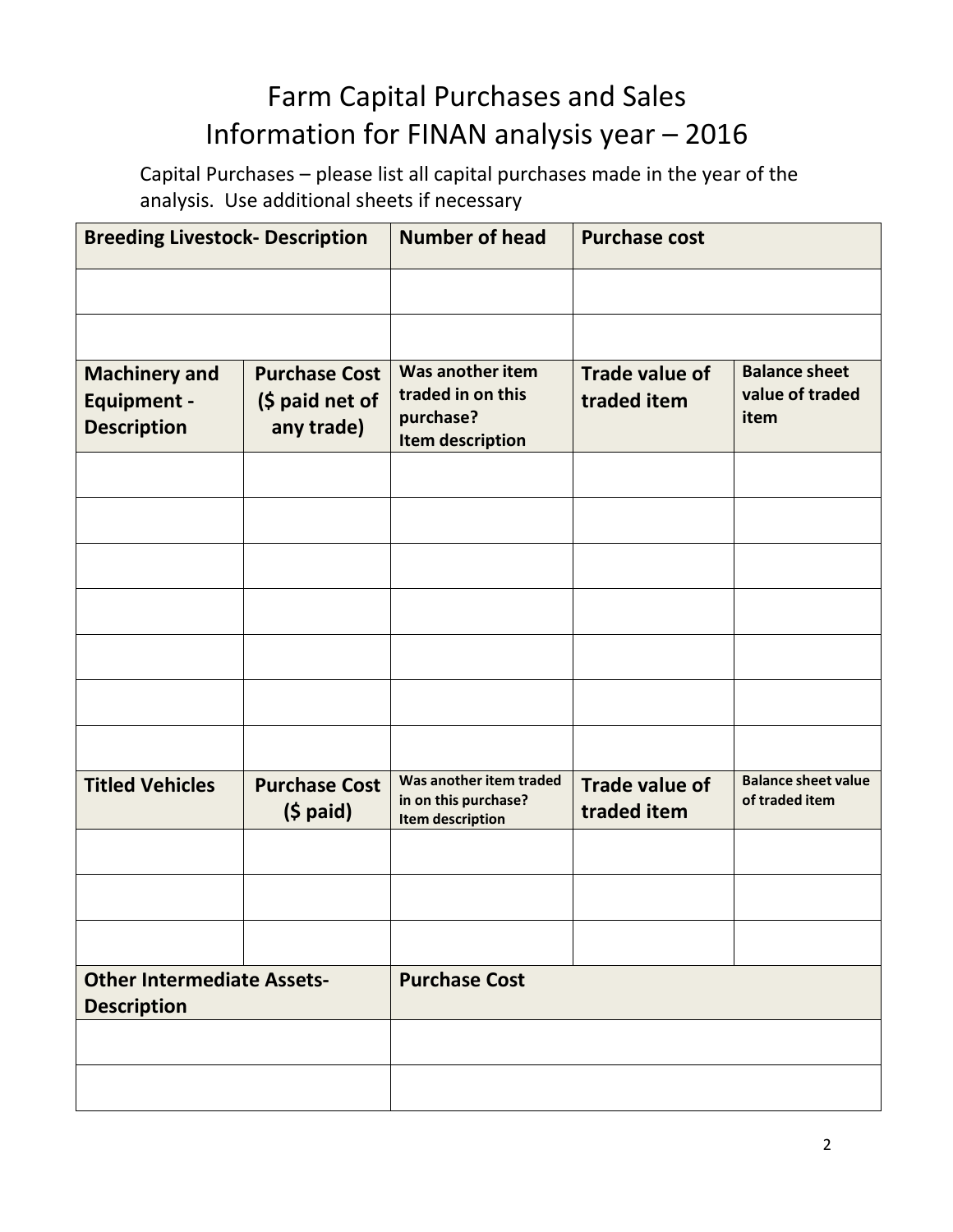# Farm Capital Purchases and Sales
# Information for FINAN analysis year – 2016

Capital Purchases – please list all capital purchases made in the year of the analysis. Use additional sheets if necessary

| **Breeding Livestock- Description** | **Number of head** | **Purchase cost** |
|---|---|---|
| | | |
| | | |

| **Machinery and Equipment - Description** | **Purchase Cost ($ paid net of any trade)** | **Was another item traded in on this purchase? Item description** | **Trade value of traded item** | **Balance sheet value of traded item** |
|---|---|---|---|---|
| | | | | |
| | | | | |
| | | | | |
| | | | | |
| | | | | |
| | | | | |
| | | | | |

| **Titled Vehicles** | **Purchase Cost ($ paid)** | **Was another item traded in on this purchase? Item description** | **Trade value of traded item** | **Balance sheet value of traded item** |
|---|---|---|---|---|
| | | | | |
| | | | | |
| | | | | |

| **Other Intermediate Assets- Description** | **Purchase Cost** |
|---|---|
| | |
| | |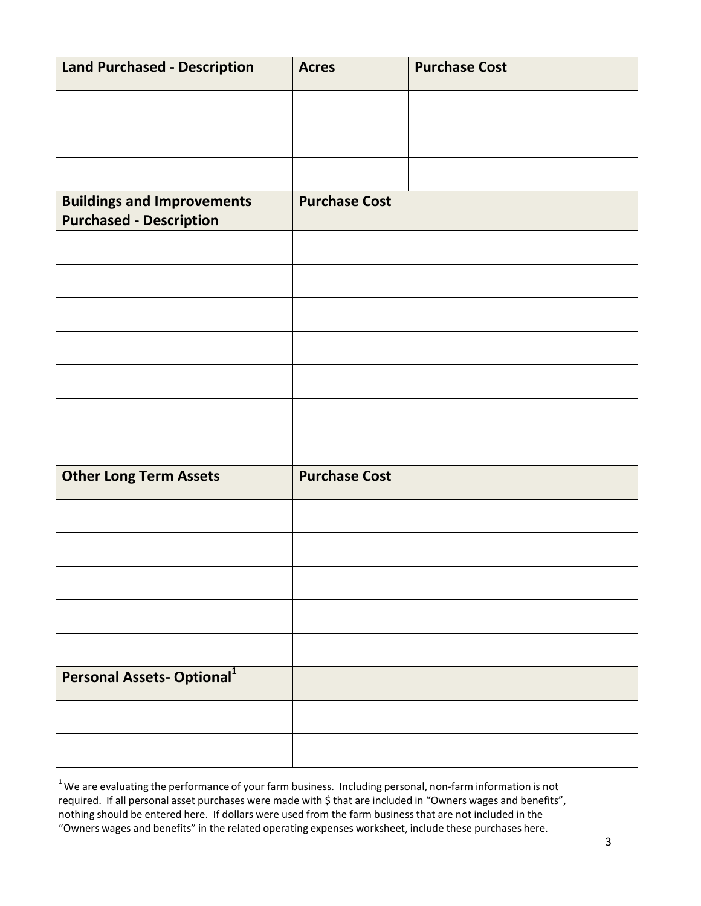| Land Purchased - Description | Acres | Purchase Cost |
|---|---|---|
| | | |
| | | |
| | | |

| Buildings and Improvements Purchased - Description | Purchase Cost |
|---|---|
| | |
| | |
| | |
| | |
| | |
| | |
| | |

| Other Long Term Assets | Purchase Cost |
|---|---|
| | |
| | |
| | |
| | |
| | |

| Personal Assets- Optional[1] | |
|---|---|
| | |
| | |

[1] We are evaluating the performance of your farm business. Including personal, non-farm information is not required. If all personal asset purchases were made with $ that are included in "Owners wages and benefits", nothing should be entered here. If dollars were used from the farm business that are not included in the "Owners wages and benefits" in the related operating expenses worksheet, include these purchases here.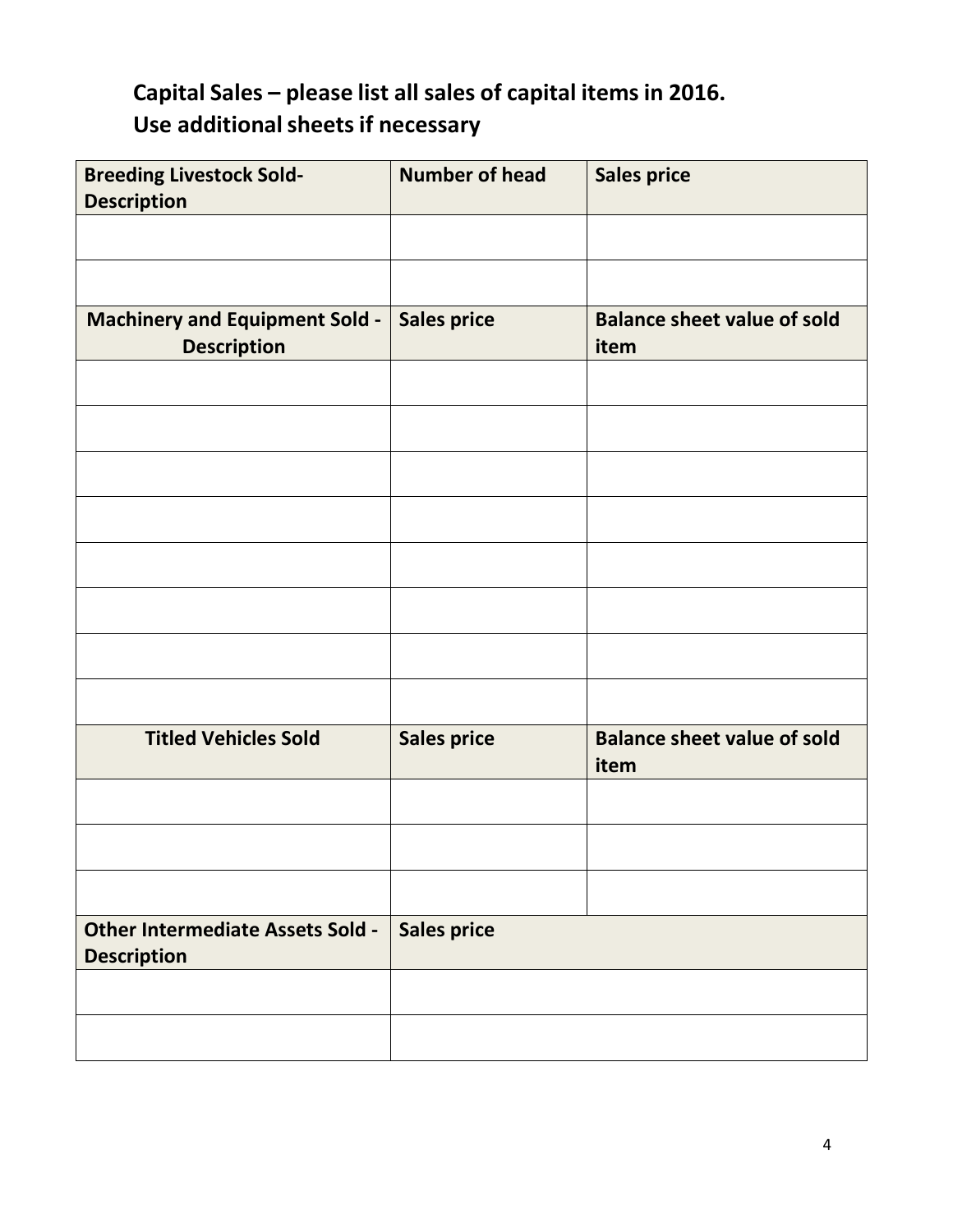## Capital Sales – please list all sales of capital items in 2016. Use additional sheets if necessary

| Breeding Livestock Sold- Description | Number of head | Sales price |
|---|---|---|
| | | |
| | | |
| **Machinery and Equipment Sold - Description** | **Sales price** | **Balance sheet value of sold item** |
| | | |
| | | |
| | | |
| | | |
| | | |
| | | |
| | | |
| | | |
| **Titled Vehicles Sold** | **Sales price** | **Balance sheet value of sold item** |
| | | |
| | | |
| | | |
| **Other Intermediate Assets Sold - Description** | **Sales price** | |
| | | |
| | | |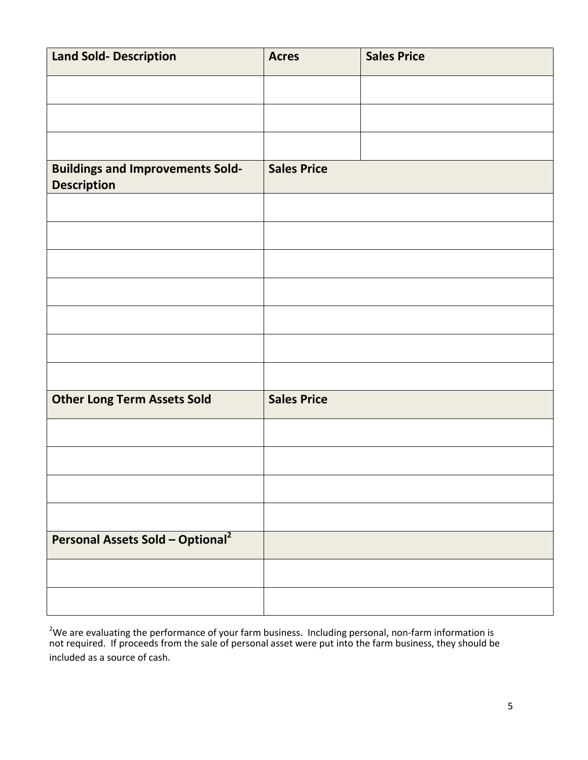| Land Sold- Description | Acres | Sales Price |
| --- | --- | --- |
| | | |
| | | |
| | | |

| Buildings and Improvements Sold- Description | Sales Price |
| --- | --- |
| | |
| | |
| | |
| | |
| | |
| | |
| | |

| Other Long Term Assets Sold | Sales Price |
| --- | --- |
| | |
| | |
| | |
| | |

| Personal Assets Sold – Optional[2] | |
| --- | --- |
| | |
| | |

[2]We are evaluating the performance of your farm business. Including personal, non-farm information is not required. If proceeds from the sale of personal asset were put into the farm business, they should be included as a source of cash.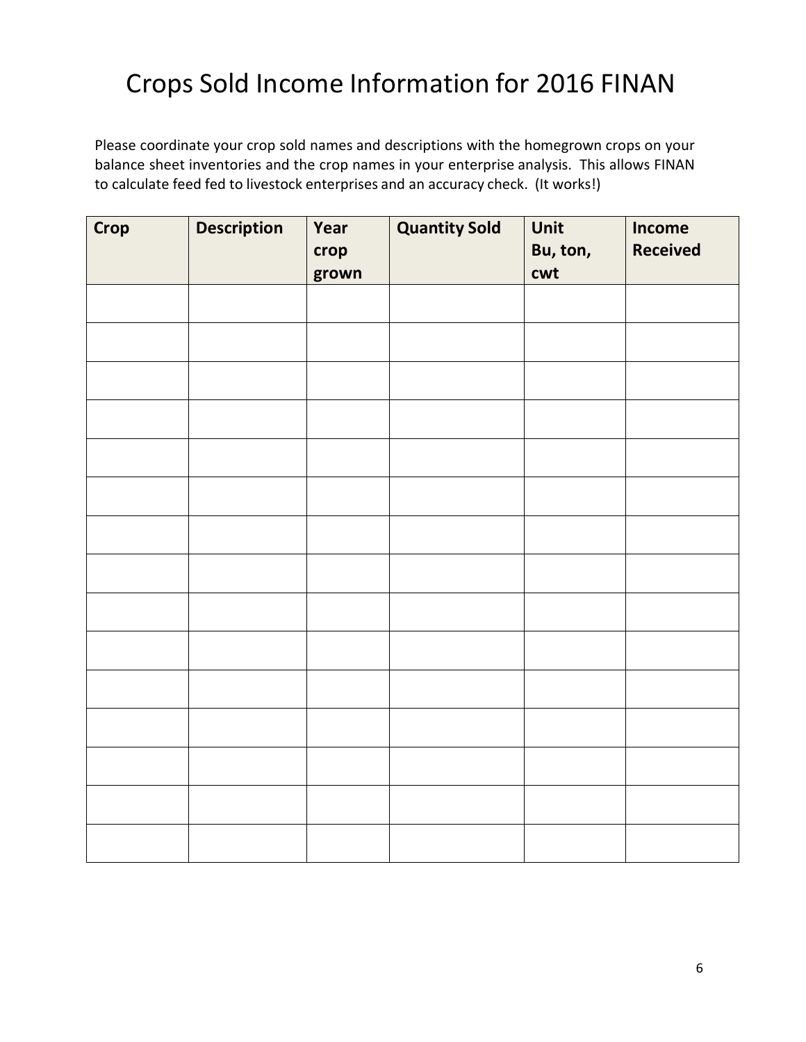# Crops Sold Income Information for 2016 FINAN

Please coordinate your crop sold names and descriptions with the homegrown crops on your balance sheet inventories and the crop names in your enterprise analysis. This allows FINAN to calculate feed fed to livestock enterprises and an accuracy check. (It works!)

| Crop | Description | Year crop grown | Quantity Sold | Unit Bu, ton, cwt | Income Received |
|---|---|---|---|---|---|
| | | | | | |
| | | | | | |
| | | | | | |
| | | | | | |
| | | | | | |
| | | | | | |
| | | | | | |
| | | | | | |
| | | | | | |
| | | | | | |
| | | | | | |
| | | | | | |
| | | | | | |
| | | | | | |
| | | | | | |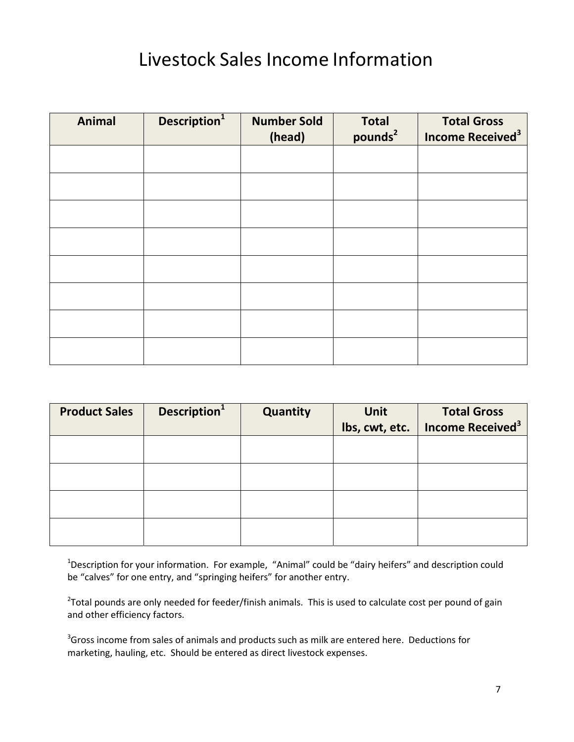# Livestock Sales Income Information

| Animal | Description[1] | Number Sold (head) | Total pounds[2] | Total Gross Income Received[3] |
|---|---|---|---|---|
| | | | | |
| | | | | |
| | | | | |
| | | | | |
| | | | | |
| | | | | |
| | | | | |
| | | | | |

| Product Sales | Description[1] | Quantity | Unit lbs, cwt, etc. | Total Gross Income Received[3] |
|---|---|---|---|---|
| | | | | |
| | | | | |
| | | | | |
| | | | | |

[1]Description for your information. For example, "Animal" could be "dairy heifers" and description could be "calves" for one entry, and "springing heifers" for another entry.

[2]Total pounds are only needed for feeder/finish animals. This is used to calculate cost per pound of gain and other efficiency factors.

[3]Gross income from sales of animals and products such as milk are entered here. Deductions for marketing, hauling, etc. Should be entered as direct livestock expenses.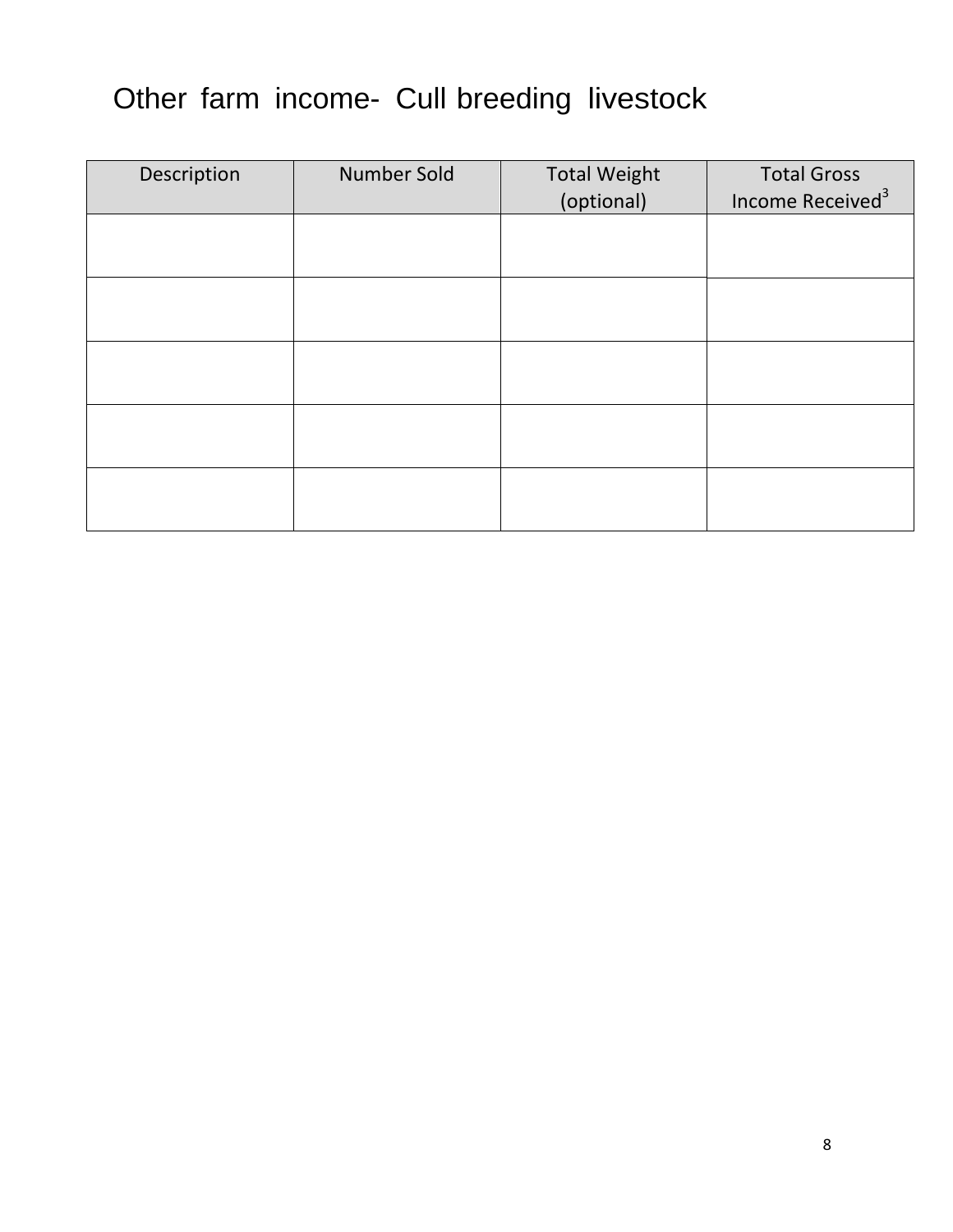# Other farm income- Cull breeding livestock

| Description | Number Sold | Total Weight (optional) | Total Gross Income Received[3] |
|---|---|---|---|
| | | | |
| | | | |
| | | | |
| | | | |
| | | | |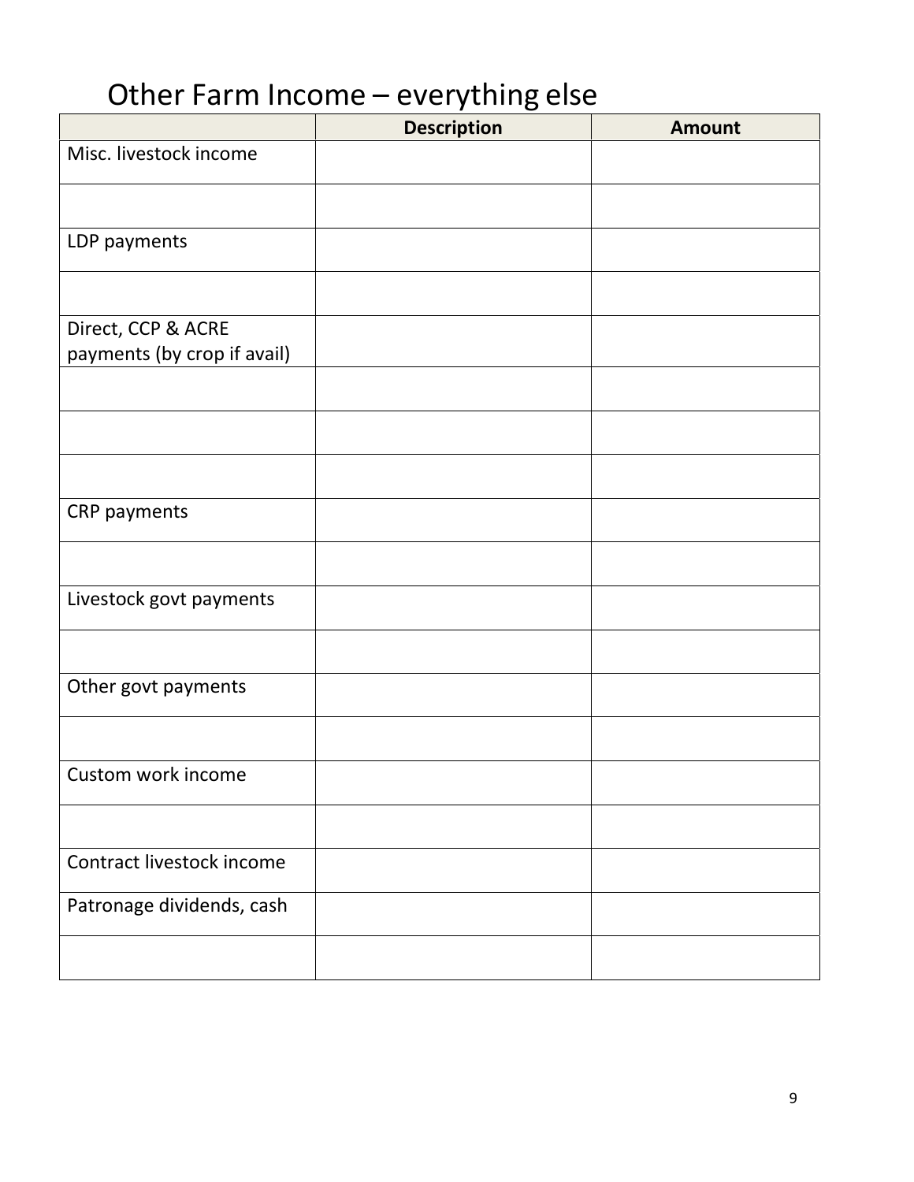# Other Farm Income – everything else

| | Description | Amount |
|---|---|---|
| Misc. livestock income | | |
| | | |
| LDP payments | | |
| | | |
| Direct, CCP & ACRE payments (by crop if avail) | | |
| | | |
| | | |
| | | |
| CRP payments | | |
| | | |
| Livestock govt payments | | |
| | | |
| Other govt payments | | |
| | | |
| Custom work income | | |
| | | |
| Contract livestock income | | |
| Patronage dividends, cash | | |
| | | |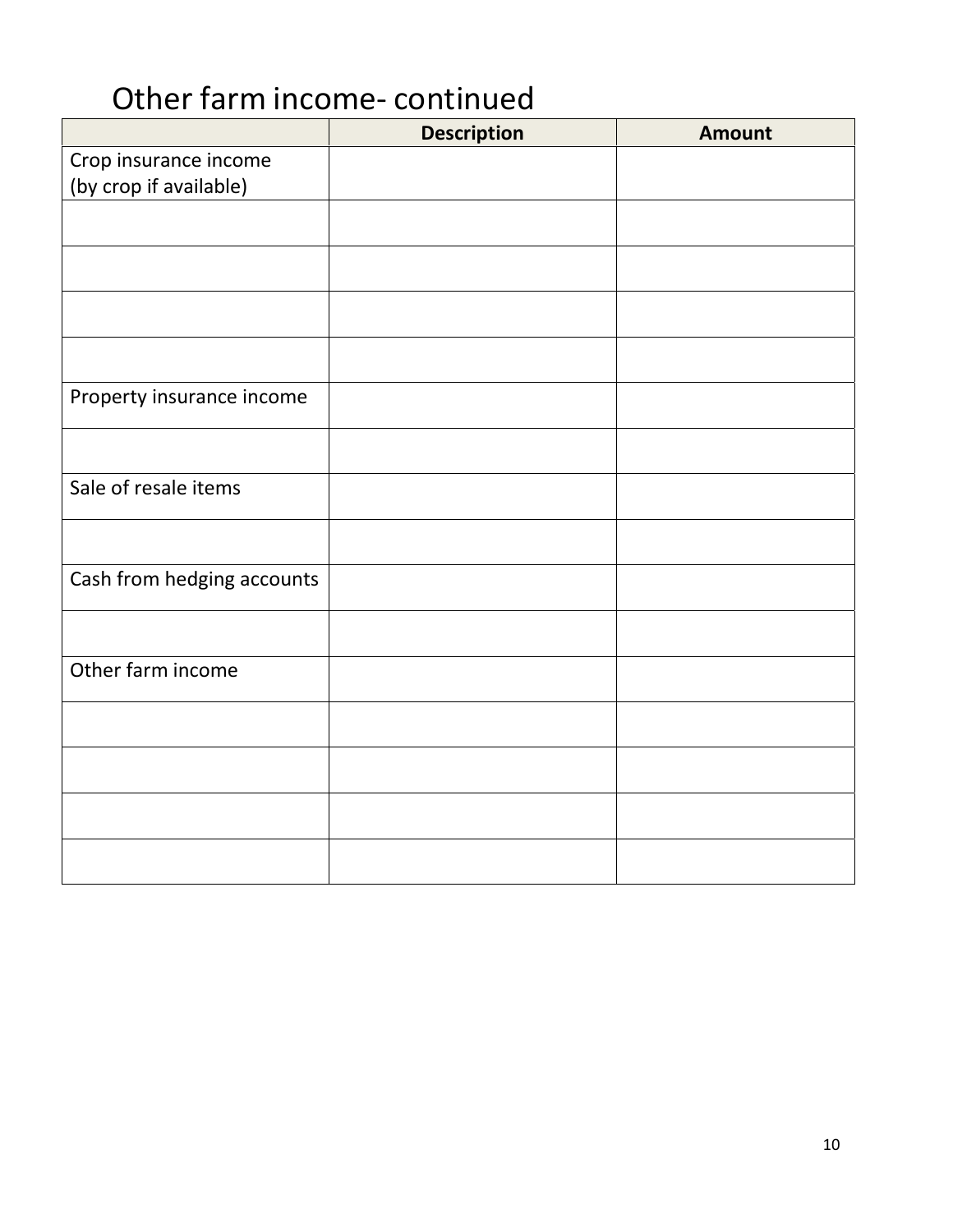# Other farm income- continued

| | Description | Amount |
|---|---|---|
| Crop insurance income (by crop if available) | | |
| | | |
| | | |
| | | |
| | | |
| Property insurance income | | |
| | | |
| Sale of resale items | | |
| | | |
| Cash from hedging accounts | | |
| | | |
| Other farm income | | |
| | | |
| | | |
| | | |
| | | |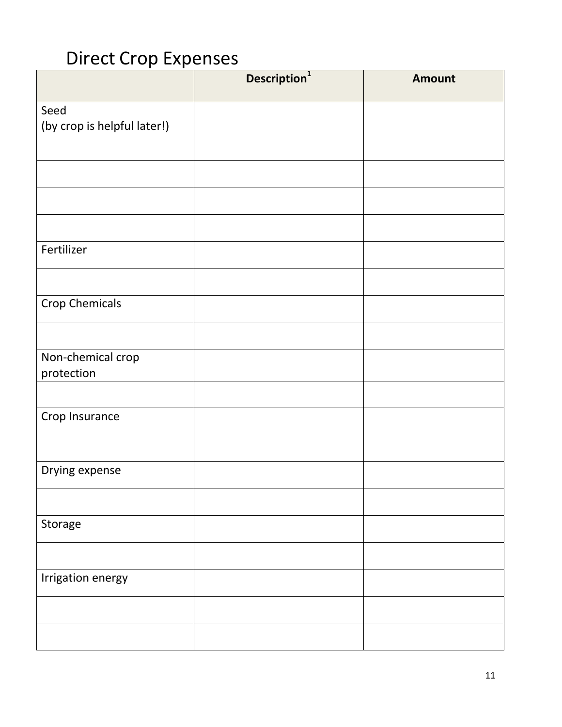# Direct Crop Expenses

| | Description[1] | Amount |
|---|---|---|
| Seed (by crop is helpful later!) | | |
| | | |
| | | |
| | | |
| | | |
| Fertilizer | | |
| | | |
| Crop Chemicals | | |
| | | |
| Non-chemical crop protection | | |
| | | |
| Crop Insurance | | |
| | | |
| Drying expense | | |
| | | |
| Storage | | |
| | | |
| Irrigation energy | | |
| | | |
| | | |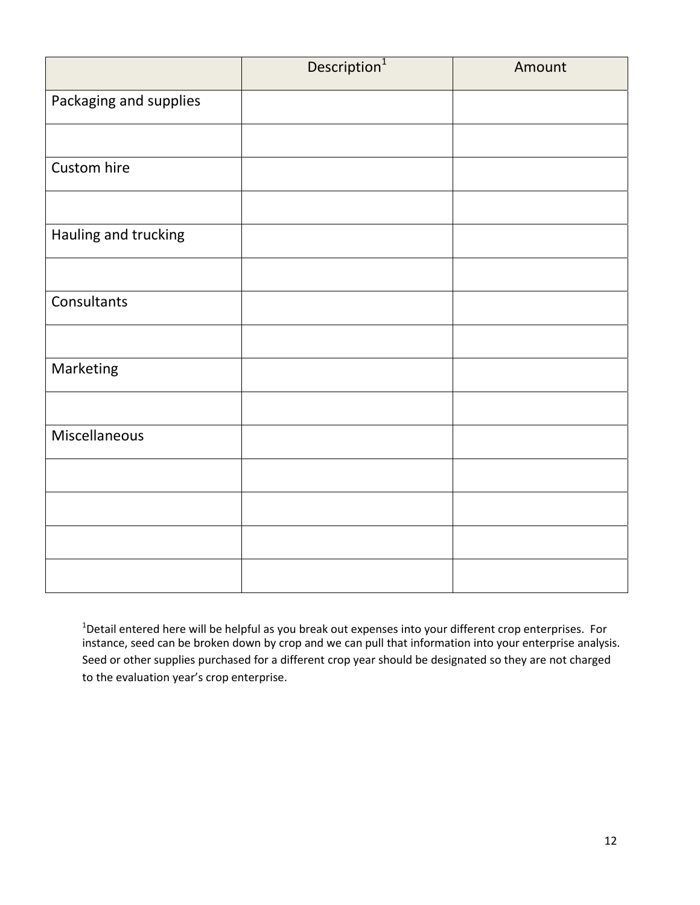| | Description[1] | Amount |
|---|---|---|
| Packaging and supplies | | |
| | | |
| Custom hire | | |
| | | |
| Hauling and trucking | | |
| | | |
| Consultants | | |
| | | |
| Marketing | | |
| | | |
| Miscellaneous | | |
| | | |
| | | |
| | | |
| | | |

[1]Detail entered here will be helpful as you break out expenses into your different crop enterprises. For instance, seed can be broken down by crop and we can pull that information into your enterprise analysis. Seed or other supplies purchased for a different crop year should be designated so they are not charged to the evaluation year's crop enterprise.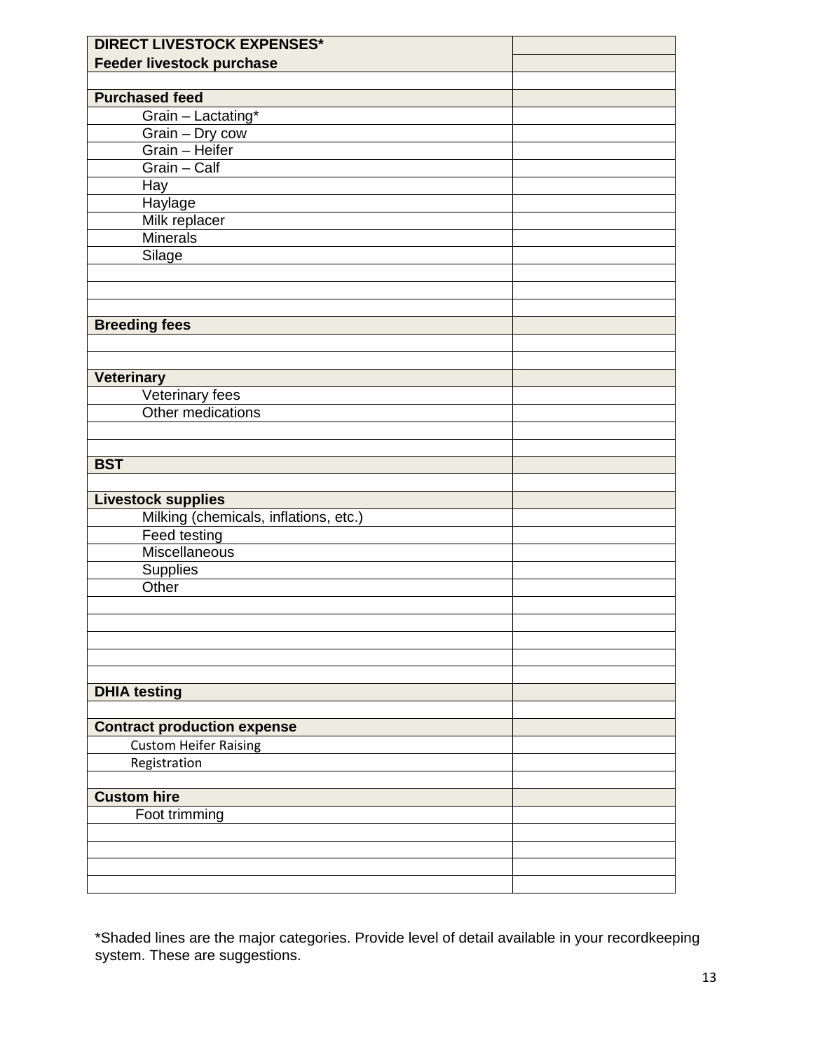| DIRECT LIVESTOCK EXPENSES* | |
|---|---|
| **Feeder livestock purchase** | |
| | |
| **Purchased feed** | |
| Grain – Lactating* | |
| Grain – Dry cow | |
| Grain – Heifer | |
| Grain – Calf | |
| Hay | |
| Haylage | |
| Milk replacer | |
| Minerals | |
| Silage | |
| | |
| | |
| | |
| **Breeding fees** | |
| | |
| | |
| **Veterinary** | |
| Veterinary fees | |
| Other medications | |
| | |
| | |
| **BST** | |
| | |
| **Livestock supplies** | |
| Milking (chemicals, inflations, etc.) | |
| Feed testing | |
| Miscellaneous | |
| Supplies | |
| Other | |
| | |
| | |
| | |
| | |
| | |
| **DHIA testing** | |
| | |
| **Contract production expense** | |
| Custom Heifer Raising | |
| Registration | |
| | |
| **Custom hire** | |
| Foot trimming | |
| | |
| | |
| | |
| | |

*Shaded lines are the major categories. Provide level of detail available in your recordkeeping system. These are suggestions.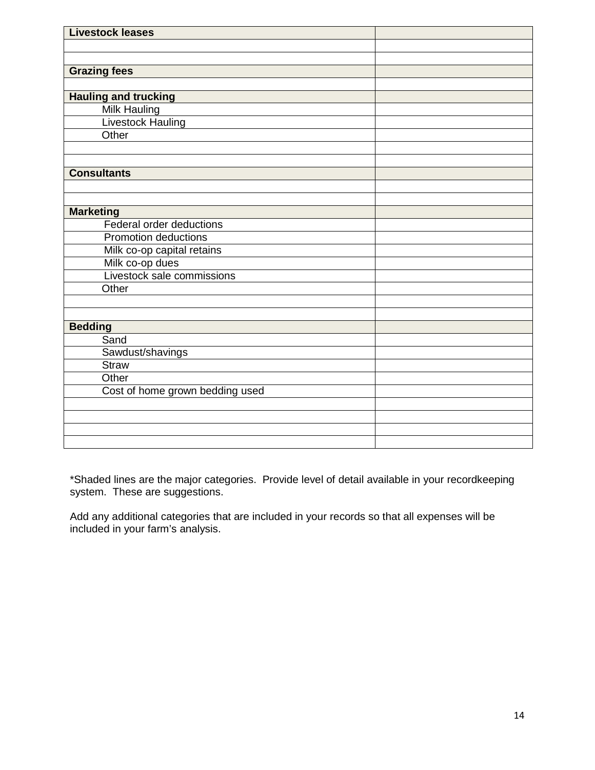| **Livestock leases** | |
|---|---|
| | |
| | |
| **Grazing fees** | |
| | |
| **Hauling and trucking** | |
| Milk Hauling | |
| Livestock Hauling | |
| Other | |
| | |
| | |
| **Consultants** | |
| | |
| | |
| **Marketing** | |
| Federal order deductions | |
| Promotion deductions | |
| Milk co-op capital retains | |
| Milk co-op dues | |
| Livestock sale commissions | |
| Other | |
| | |
| | |
| **Bedding** | |
| Sand | |
| Sawdust/shavings | |
| Straw | |
| Other | |
| Cost of home grown bedding used | |
| | |
| | |
| | |
| | |

*Shaded lines are the major categories. Provide level of detail available in your recordkeeping system. These are suggestions.

Add any additional categories that are included in your records so that all expenses will be included in your farm's analysis.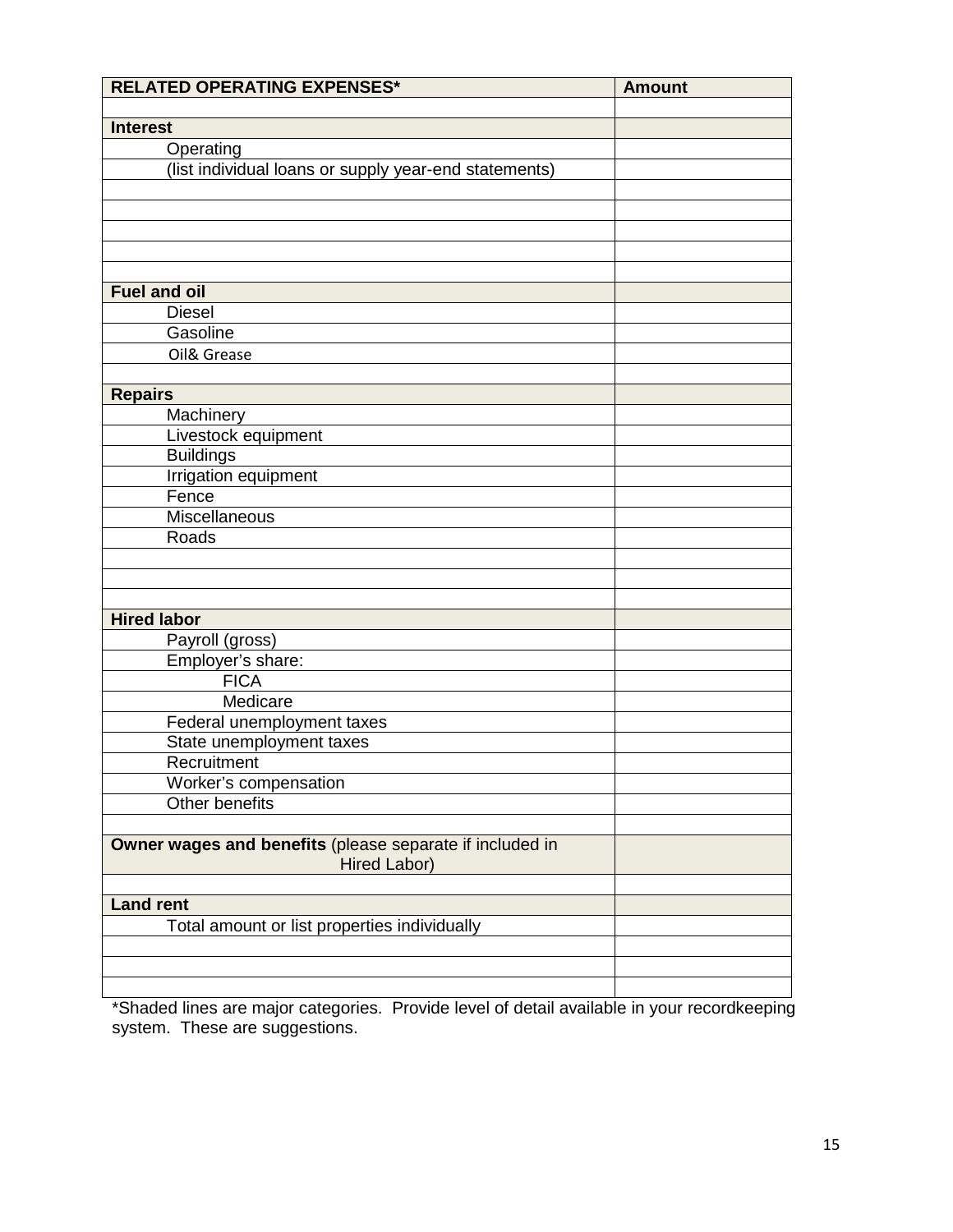| **RELATED OPERATING EXPENSES*** | **Amount** |
|---|---|
| | |
| **Interest** | |
| Operating | |
| (list individual loans or supply year-end statements) | |
| | |
| | |
| | |
| | |
| | |
| **Fuel and oil** | |
| Diesel | |
| Gasoline | |
| Oil& Grease | |
| | |
| **Repairs** | |
| Machinery | |
| Livestock equipment | |
| Buildings | |
| Irrigation equipment | |
| Fence | |
| Miscellaneous | |
| Roads | |
| | |
| | |
| | |
| **Hired labor** | |
| Payroll (gross) | |
| Employer's share: | |
| FICA | |
| Medicare | |
| Federal unemployment taxes | |
| State unemployment taxes | |
| Recruitment | |
| Worker's compensation | |
| Other benefits | |
| | |
| **Owner wages and benefits** (please separate if included in Hired Labor) | |
| | |
| **Land rent** | |
| Total amount or list properties individually | |
| | |
| | |
| | |

*Shaded lines are major categories. Provide level of detail available in your recordkeeping system. These are suggestions.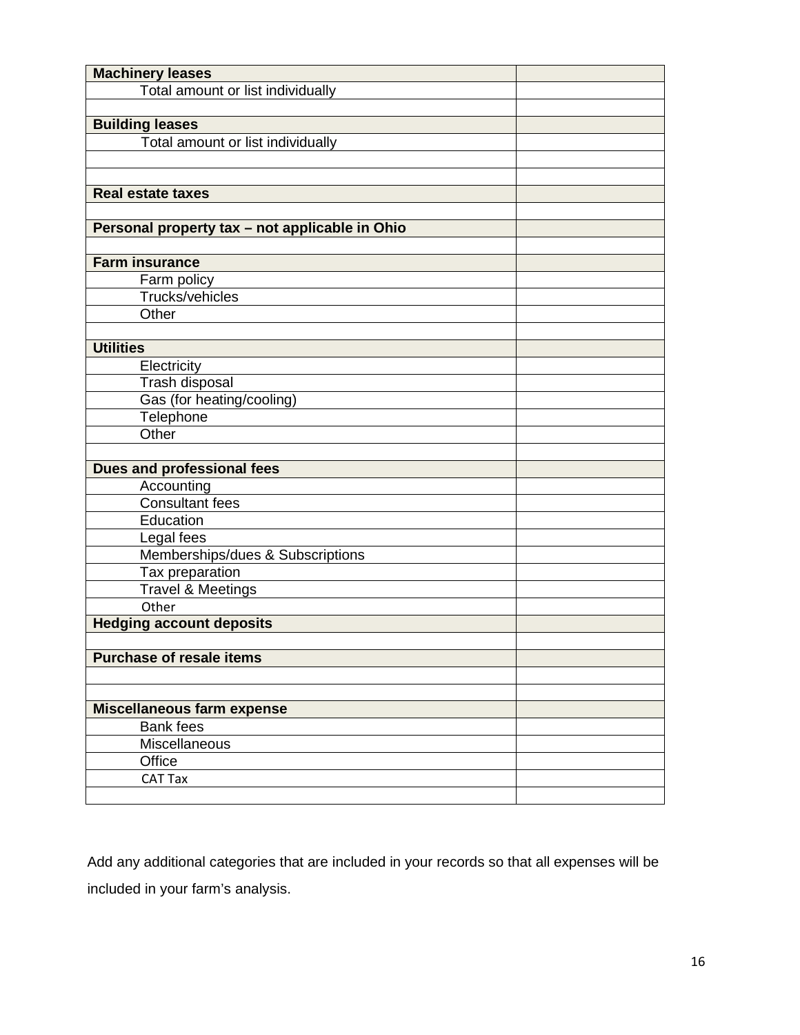| **Machinery leases** | |
|---|---|
| Total amount or list individually | |
| | |
| **Building leases** | |
| Total amount or list individually | |
| | |
| | |
| **Real estate taxes** | |
| | |
| **Personal property tax – not applicable in Ohio** | |
| | |
| **Farm insurance** | |
| Farm policy | |
| Trucks/vehicles | |
| Other | |
| | |
| **Utilities** | |
| Electricity | |
| Trash disposal | |
| Gas (for heating/cooling) | |
| Telephone | |
| Other | |
| | |
| **Dues and professional fees** | |
| Accounting | |
| Consultant fees | |
| Education | |
| Legal fees | |
| Memberships/dues & Subscriptions | |
| Tax preparation | |
| Travel & Meetings | |
| Other | |
| **Hedging account deposits** | |
| | |
| **Purchase of resale items** | |
| | |
| | |
| **Miscellaneous farm expense** | |
| Bank fees | |
| Miscellaneous | |
| Office | |
| CAT Tax | |
| | |

Add any additional categories that are included in your records so that all expenses will be included in your farm's analysis.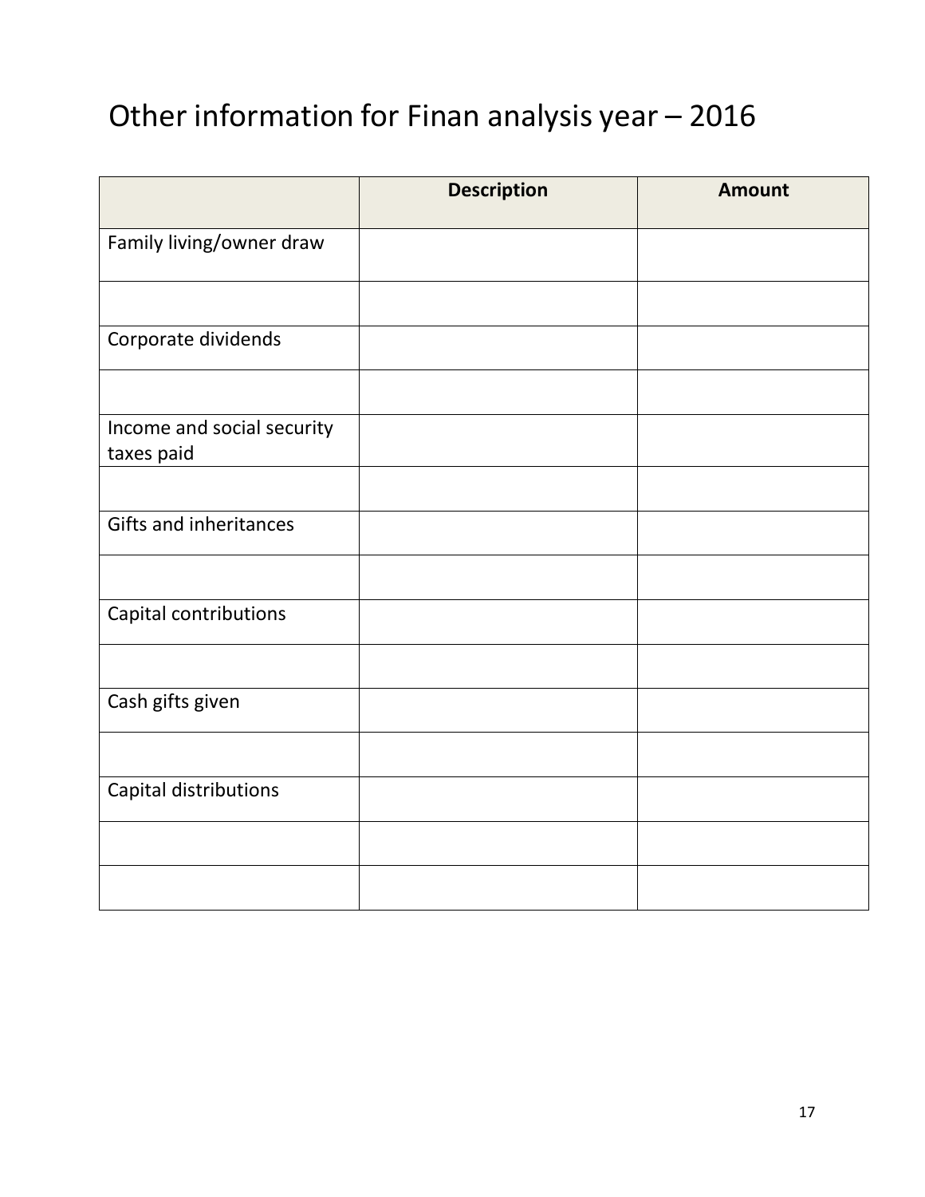# Other information for Finan analysis year – 2016

| | Description | Amount |
|---|---|---|
| Family living/owner draw | | |
| | | |
| Corporate dividends | | |
| | | |
| Income and social security taxes paid | | |
| | | |
| Gifts and inheritances | | |
| | | |
| Capital contributions | | |
| | | |
| Cash gifts given | | |
| | | |
| Capital distributions | | |
| | | |
| | | |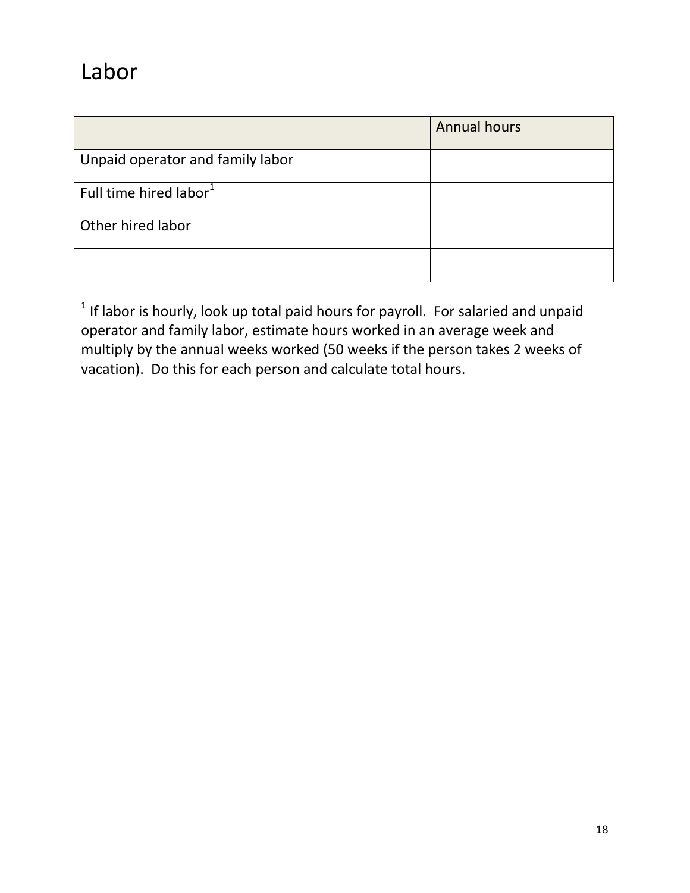# Labor

| | Annual hours |
|---|---|
| Unpaid operator and family labor | |
| Full time hired labor[1] | |
| Other hired labor | |
| | |

[1] If labor is hourly, look up total paid hours for payroll. For salaried and unpaid operator and family labor, estimate hours worked in an average week and multiply by the annual weeks worked (50 weeks if the person takes 2 weeks of vacation). Do this for each person and calculate total hours.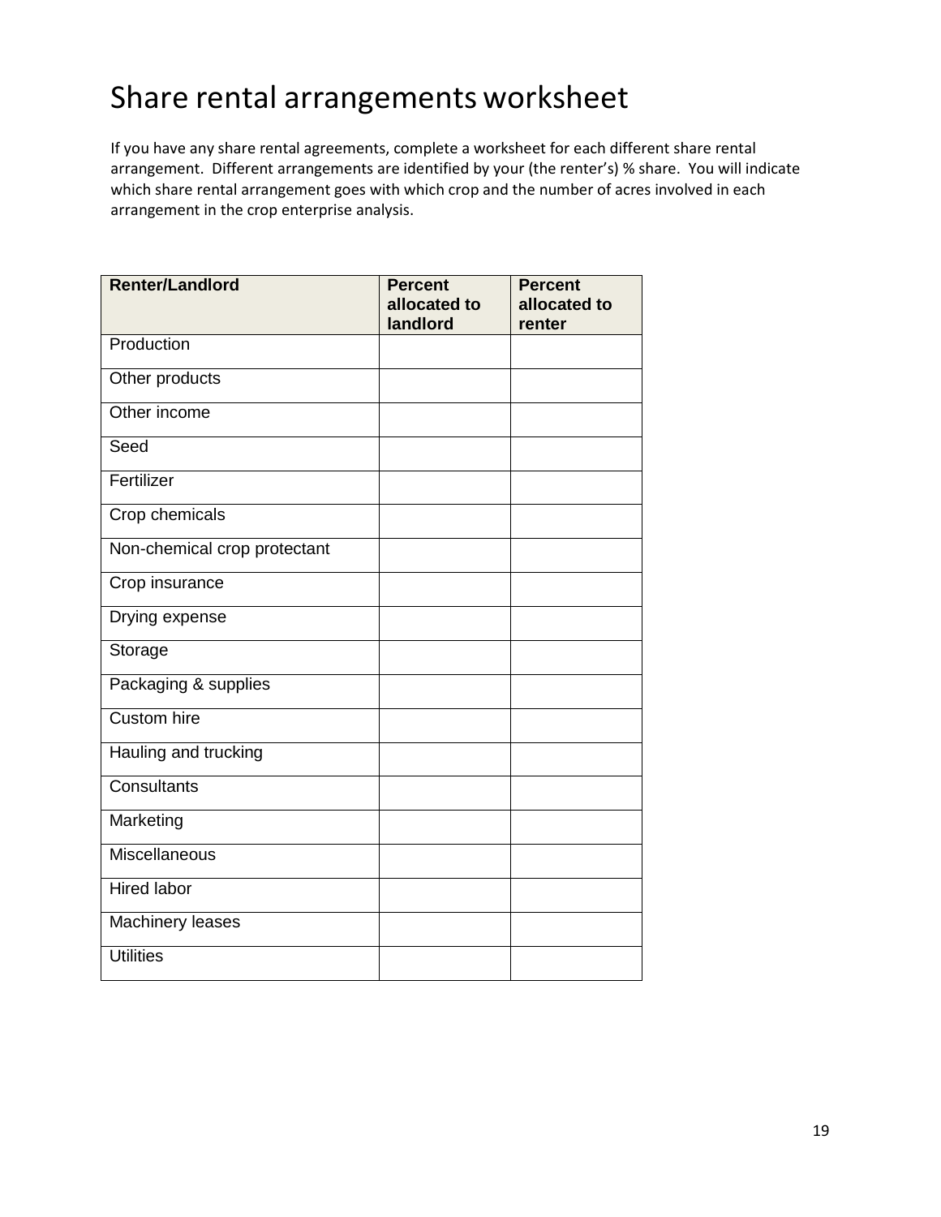# Share rental arrangements worksheet

If you have any share rental agreements, complete a worksheet for each different share rental arrangement. Different arrangements are identified by your (the renter's) % share. You will indicate which share rental arrangement goes with which crop and the number of acres involved in each arrangement in the crop enterprise analysis.

| **Renter/Landlord** | **Percent allocated to landlord** | **Percent allocated to renter** |
|---|---|---|
| Production | | |
| Other products | | |
| Other income | | |
| Seed | | |
| Fertilizer | | |
| Crop chemicals | | |
| Non-chemical crop protectant | | |
| Crop insurance | | |
| Drying expense | | |
| Storage | | |
| Packaging & supplies | | |
| Custom hire | | |
| Hauling and trucking | | |
| Consultants | | |
| Marketing | | |
| Miscellaneous | | |
| Hired labor | | |
| Machinery leases | | |
| Utilities | | |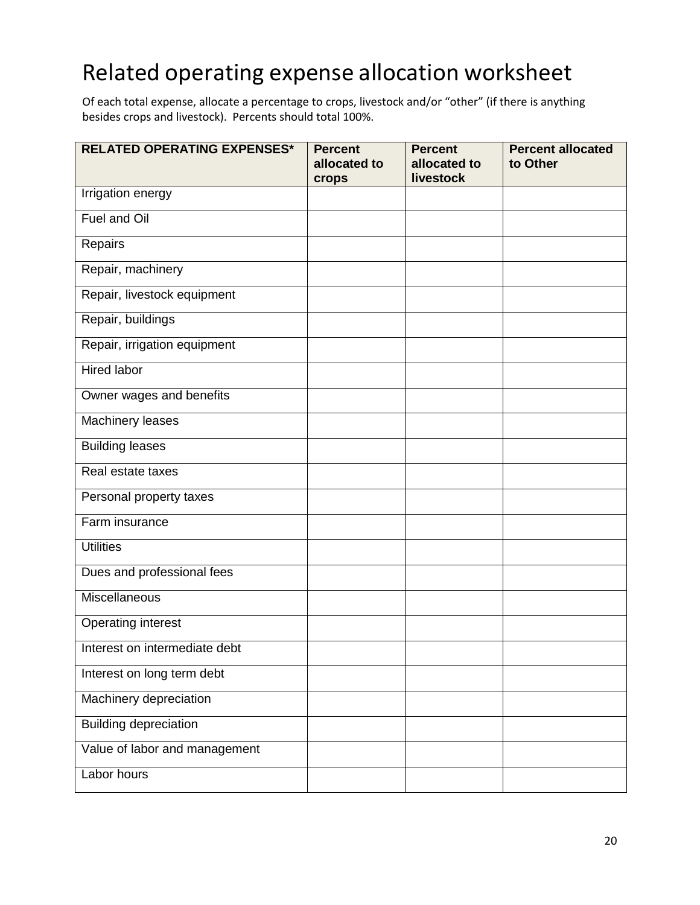# Related operating expense allocation worksheet

Of each total expense, allocate a percentage to crops, livestock and/or "other" (if there is anything besides crops and livestock). Percents should total 100%.

| RELATED OPERATING EXPENSES* | Percent allocated to crops | Percent allocated to livestock | Percent allocated to Other |
|---|---|---|---|
| Irrigation energy | | | |
| Fuel and Oil | | | |
| Repairs | | | |
| Repair, machinery | | | |
| Repair, livestock equipment | | | |
| Repair, buildings | | | |
| Repair, irrigation equipment | | | |
| Hired labor | | | |
| Owner wages and benefits | | | |
| Machinery leases | | | |
| Building leases | | | |
| Real estate taxes | | | |
| Personal property taxes | | | |
| Farm insurance | | | |
| Utilities | | | |
| Dues and professional fees | | | |
| Miscellaneous | | | |
| Operating interest | | | |
| Interest on intermediate debt | | | |
| Interest on long term debt | | | |
| Machinery depreciation | | | |
| Building depreciation | | | |
| Value of labor and management | | | |
| Labor hours | | | |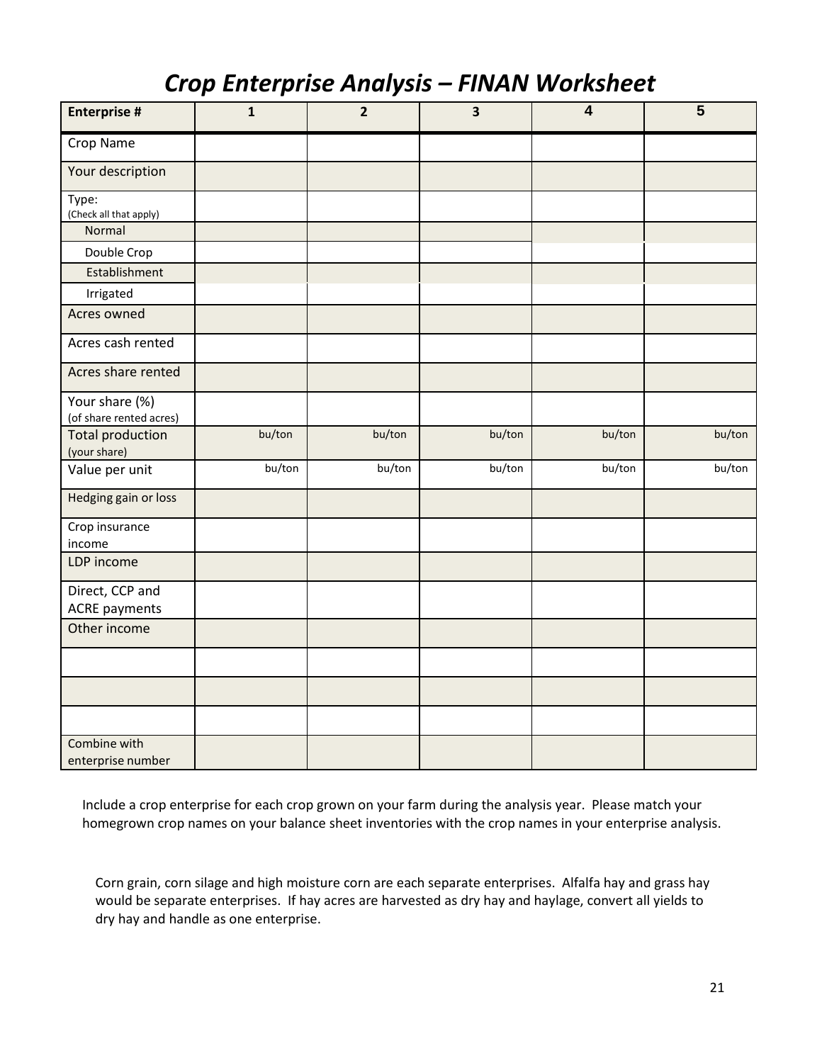# *Crop Enterprise Analysis – FINAN Worksheet*

| Enterprise # | 1 | 2 | 3 | 4 | 5 |
|---|---|---|---|---|---|
| Crop Name | | | | | |
| Your description | | | | | |
| Type: (Check all that apply) | | | | | |
| Normal | | | | | |
| Double Crop | | | | | |
| Establishment | | | | | |
| Irrigated | | | | | |
| Acres owned | | | | | |
| Acres cash rented | | | | | |
| Acres share rented | | | | | |
| Your share (%) (of share rented acres) | | | | | |
| Total production (your share) | bu/ton | bu/ton | bu/ton | bu/ton | bu/ton |
| Value per unit | bu/ton | bu/ton | bu/ton | bu/ton | bu/ton |
| Hedging gain or loss | | | | | |
| Crop insurance income | | | | | |
| LDP income | | | | | |
| Direct, CCP and ACRE payments | | | | | |
| Other income | | | | | |
| | | | | | |
| | | | | | |
| | | | | | |
| Combine with enterprise number | | | | | |

Include a crop enterprise for each crop grown on your farm during the analysis year. Please match your homegrown crop names on your balance sheet inventories with the crop names in your enterprise analysis.

Corn grain, corn silage and high moisture corn are each separate enterprises. Alfalfa hay and grass hay would be separate enterprises. If hay acres are harvested as dry hay and haylage, convert all yields to dry hay and handle as one enterprise.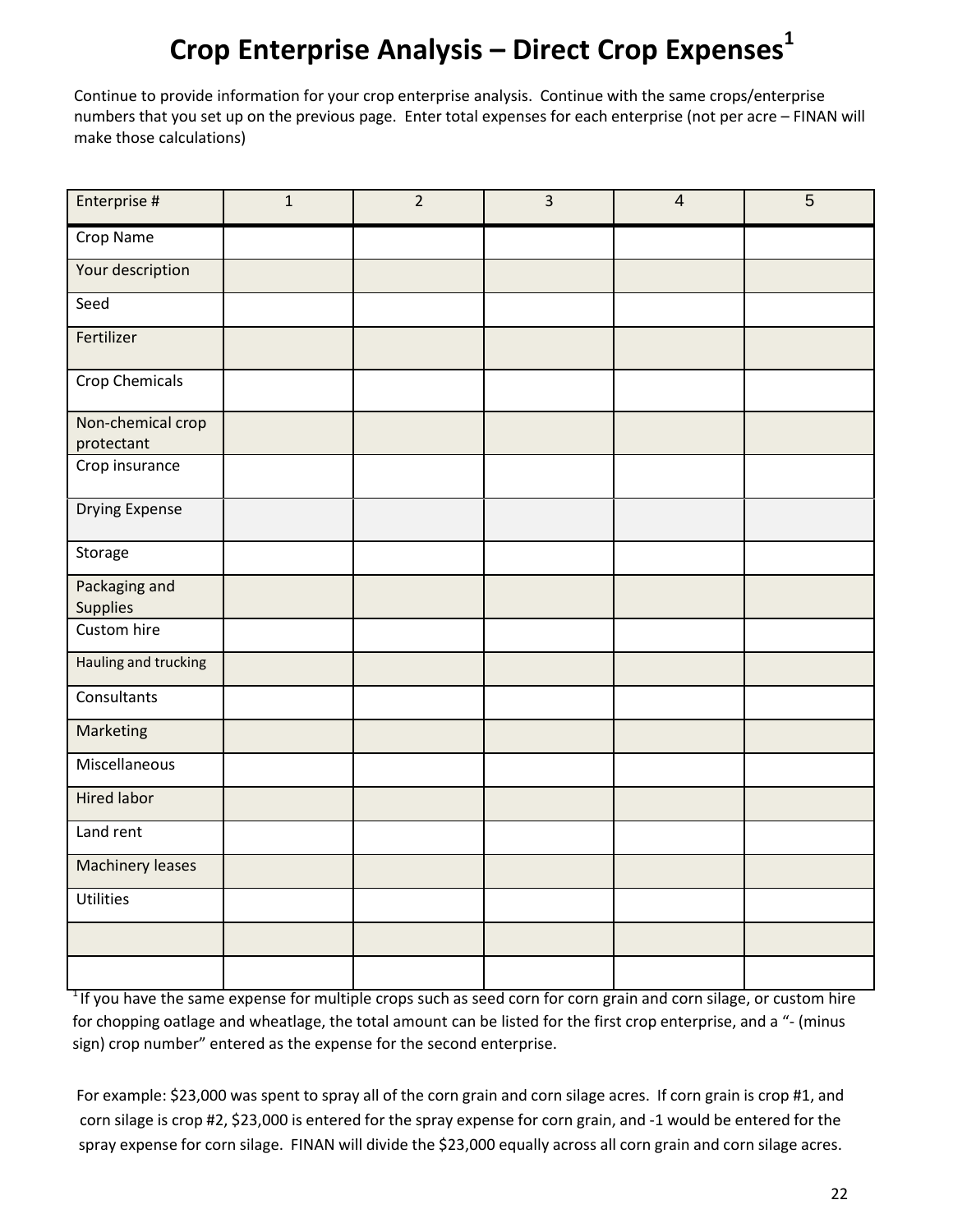# Crop Enterprise Analysis – Direct Crop Expenses[1]

Continue to provide information for your crop enterprise analysis. Continue with the same crops/enterprise numbers that you set up on the previous page. Enter total expenses for each enterprise (not per acre – FINAN will make those calculations)

| Enterprise # | 1 | 2 | 3 | 4 | 5 |
|---|---|---|---|---|---|
| Crop Name | | | | | |
| Your description | | | | | |
| Seed | | | | | |
| Fertilizer | | | | | |
| Crop Chemicals | | | | | |
| Non-chemical crop protectant | | | | | |
| Crop insurance | | | | | |
| Drying Expense | | | | | |
| Storage | | | | | |
| Packaging and Supplies | | | | | |
| Custom hire | | | | | |
| Hauling and trucking | | | | | |
| Consultants | | | | | |
| Marketing | | | | | |
| Miscellaneous | | | | | |
| Hired labor | | | | | |
| Land rent | | | | | |
| Machinery leases | | | | | |
| Utilities | | | | | |
| | | | | | |
| | | | | | |

[1] If you have the same expense for multiple crops such as seed corn for corn grain and corn silage, or custom hire for chopping oatlage and wheatlage, the total amount can be listed for the first crop enterprise, and a "- (minus sign) crop number" entered as the expense for the second enterprise.

For example: $23,000 was spent to spray all of the corn grain and corn silage acres. If corn grain is crop #1, and corn silage is crop #2, $23,000 is entered for the spray expense for corn grain, and -1 would be entered for the spray expense for corn silage. FINAN will divide the $23,000 equally across all corn grain and corn silage acres.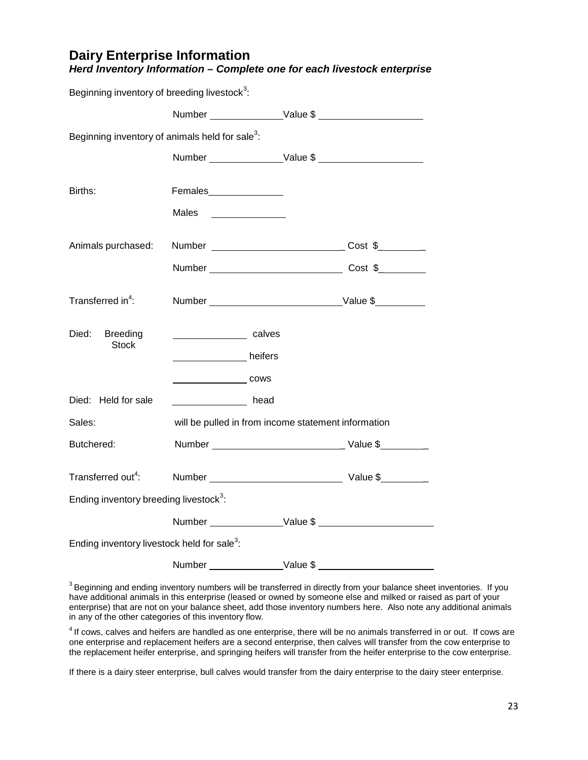## Dairy Enterprise Information

### *Herd Inventory Information – Complete one for each livestock enterprise*

Beginning inventory of breeding livestock[3]:

Number ______________ Value $ ___________________

Beginning inventory of animals held for sale[3]:

Number ______________ Value $ ___________________

Births: Females ______________

Males ______________

Animals purchased: Number ________________________ Cost $_________

Number ________________________ Cost $_________

Transferred in[4]: Number ________________________ Value $_________

Died: Breeding Stock ______________ calves

______________ heifers

______________ cows

Died: Held for sale ______________ head

Sales: will be pulled in from income statement information

Butchered: Number ________________________ Value $_________

Transferred out[4]: Number ________________________ Value $_________

Ending inventory breeding livestock[3]:

Number ______________ Value $ _____________________

Ending inventory livestock held for sale[3]:

Number ______________ Value $ _____________________

[3] Beginning and ending inventory numbers will be transferred in directly from your balance sheet inventories. If you have additional animals in this enterprise (leased or owned by someone else and milked or raised as part of your enterprise) that are not on your balance sheet, add those inventory numbers here. Also note any additional animals in any of the other categories of this inventory flow.

[4] If cows, calves and heifers are handled as one enterprise, there will be no animals transferred in or out. If cows are one enterprise and replacement heifers are a second enterprise, then calves will transfer from the cow enterprise to the replacement heifer enterprise, and springing heifers will transfer from the heifer enterprise to the cow enterprise.

If there is a dairy steer enterprise, bull calves would transfer from the dairy enterprise to the dairy steer enterprise.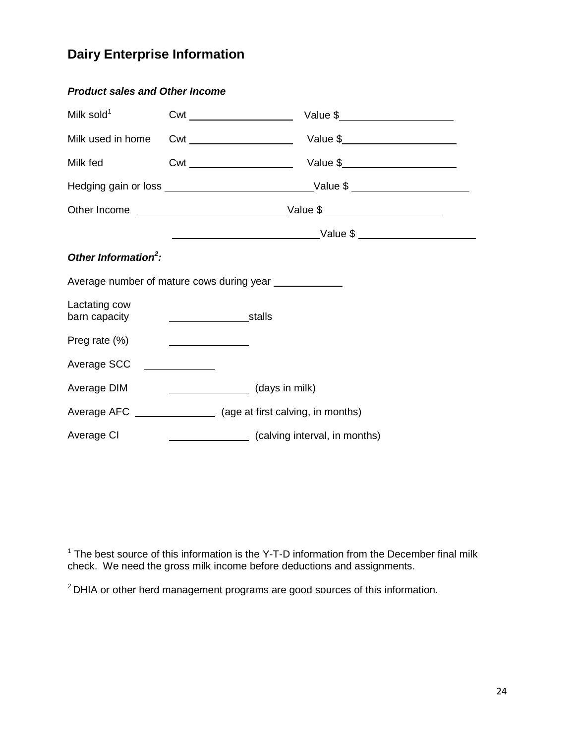## Dairy Enterprise Information

***Product sales and Other Income***

Milk sold[1] Cwt ________________ Value $________________

Milk used in home Cwt ________________ Value $________________

Milk fed Cwt ________________ Value $________________

Hedging gain or loss ______________________ Value $ ________________

Other Income ______________________ Value $ ________________

______________________ Value $ ________________

***Other Information[2]:***

Average number of mature cows during year __________

Lactating cow barn capacity ____________ stalls

Preg rate (%) ____________

Average SCC ____________

Average DIM ____________ (days in milk)

Average AFC ____________ (age at first calving, in months)

Average CI ____________ (calving interval, in months)

[1] The best source of this information is the Y-T-D information from the December final milk check. We need the gross milk income before deductions and assignments.

[2] DHIA or other herd management programs are good sources of this information.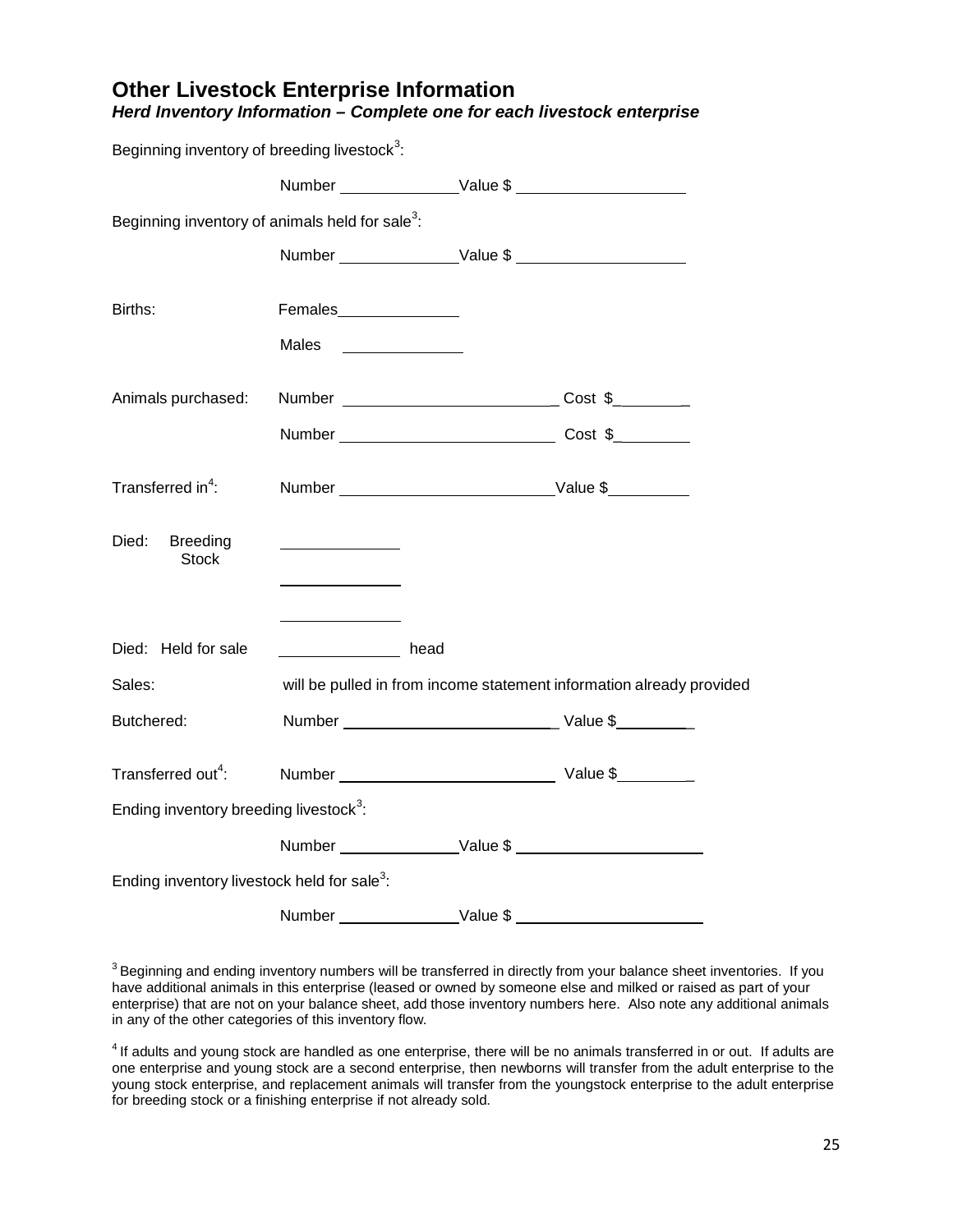## Other Livestock Enterprise Information

### *Herd Inventory Information – Complete one for each livestock enterprise*

Beginning inventory of breeding livestock[3]:

Number ______________ Value $ ____________________

Beginning inventory of animals held for sale[3]:

Number ______________ Value $ ____________________

Births: Females______________

Males ______________

Animals purchased: Number _________________________ Cost $_________

Number _________________________ Cost $_________

Transferred in[4]: Number _________________________ Value $_________

Died: Breeding Stock ______________

______________

______________

Died: Held for sale ______________ head

Sales: will be pulled in from income statement information already provided

Butchered: Number _________________________ Value $_________

Transferred out[4]: Number _________________________ Value $_________

Ending inventory breeding livestock[3]:

Number ______________ Value $ ______________________

Ending inventory livestock held for sale[3]:

Number ______________ Value $ ______________________

[3] Beginning and ending inventory numbers will be transferred in directly from your balance sheet inventories. If you have additional animals in this enterprise (leased or owned by someone else and milked or raised as part of your enterprise) that are not on your balance sheet, add those inventory numbers here. Also note any additional animals in any of the other categories of this inventory flow.

[4] If adults and young stock are handled as one enterprise, there will be no animals transferred in or out. If adults are one enterprise and young stock are a second enterprise, then newborns will transfer from the adult enterprise to the young stock enterprise, and replacement animals will transfer from the youngstock enterprise to the adult enterprise for breeding stock or a finishing enterprise if not already sold.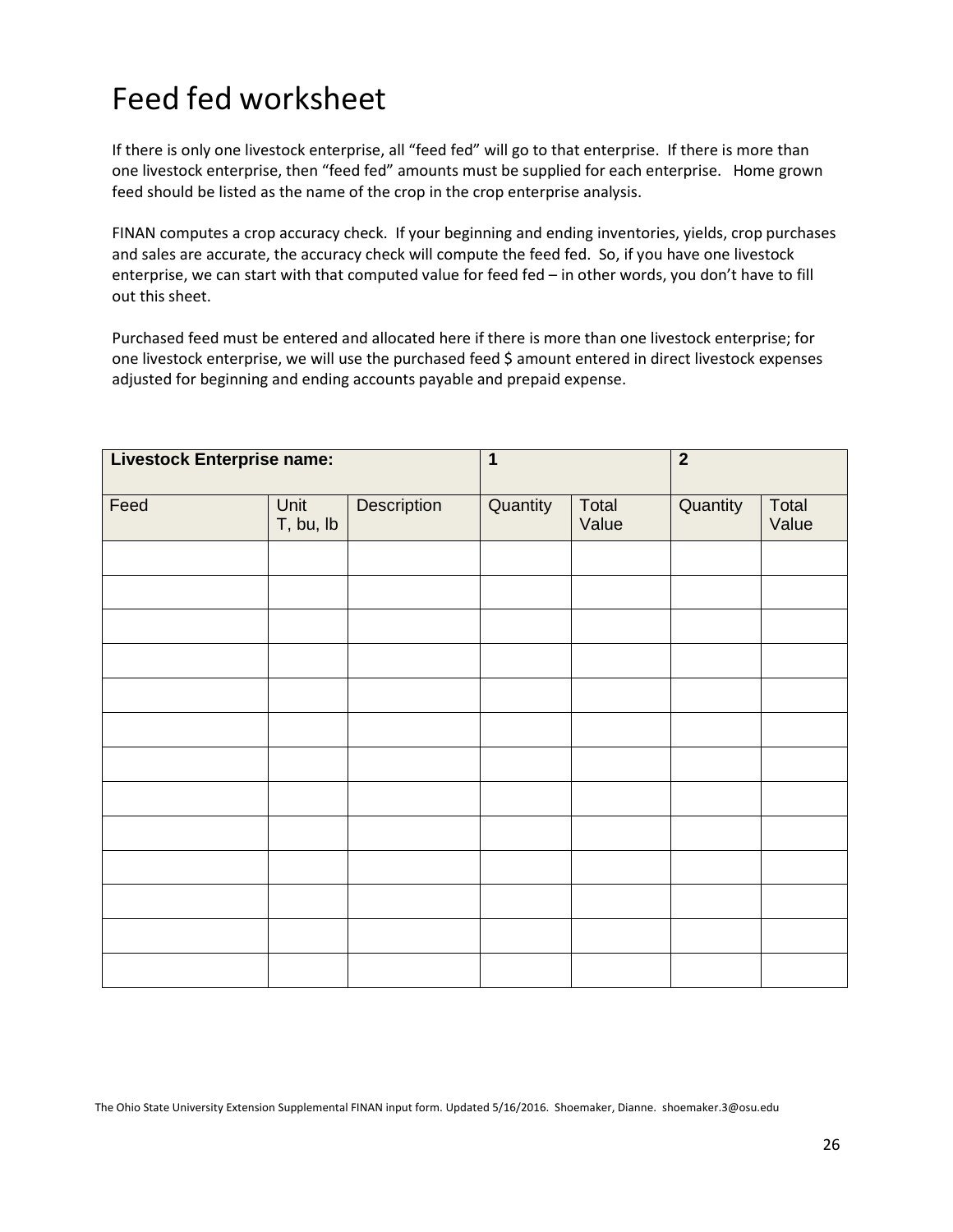# Feed fed worksheet

If there is only one livestock enterprise, all "feed fed" will go to that enterprise. If there is more than one livestock enterprise, then "feed fed" amounts must be supplied for each enterprise. Home grown feed should be listed as the name of the crop in the crop enterprise analysis.

FINAN computes a crop accuracy check. If your beginning and ending inventories, yields, crop purchases and sales are accurate, the accuracy check will compute the feed fed. So, if you have one livestock enterprise, we can start with that computed value for feed fed – in other words, you don't have to fill out this sheet.

Purchased feed must be entered and allocated here if there is more than one livestock enterprise; for one livestock enterprise, we will use the purchased feed $ amount entered in direct livestock expenses adjusted for beginning and ending accounts payable and prepaid expense.

| **Livestock Enterprise name:** | | | **1** | | **2** | |
|---|---|---|---|---|---|---|
| Feed | Unit T, bu, lb | Description | Quantity | Total Value | Quantity | Total Value |
| | | | | | | |
| | | | | | | |
| | | | | | | |
| | | | | | | |
| | | | | | | |
| | | | | | | |
| | | | | | | |
| | | | | | | |
| | | | | | | |
| | | | | | | |
| | | | | | | |
| | | | | | | |
| | | | | | | |

The Ohio State University Extension Supplemental FINAN input form. Updated 5/16/2016. Shoemaker, Dianne. shoemaker.3@osu.edu